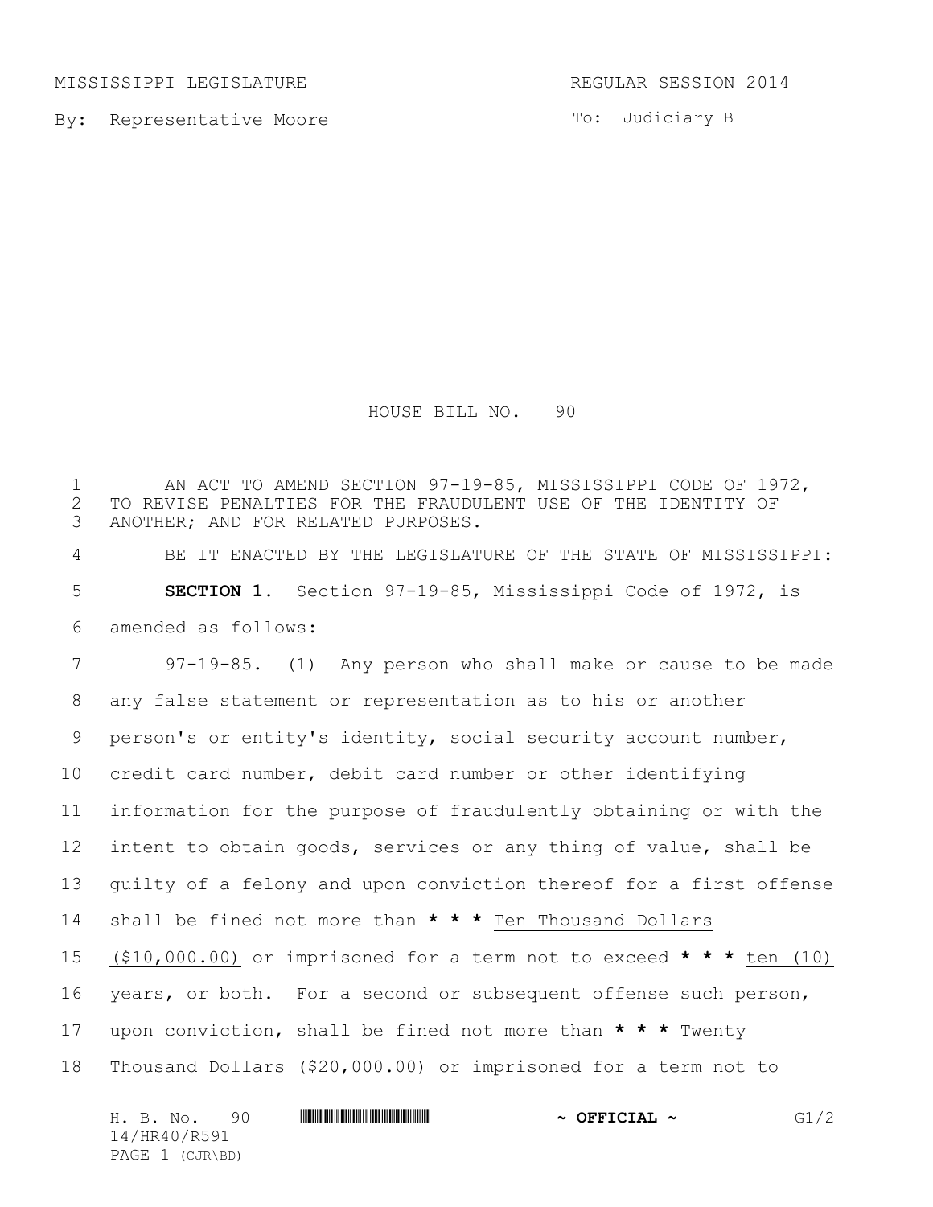MISSISSIPPI LEGISLATURE REGULAR SESSION 2014

By: Representative Moore

To: Judiciary B

# HOUSE BILL NO. 90

AN ACT TO AMEND SECTION 97-19-85, MISSISSIPPI CODE OF 1972, TO REVISE PENALTIES FOR THE FRAUDULENT USE OF THE IDENTITY OF ANOTHER; AND FOR RELATED PURPOSES.

BE IT ENACTED BY THE LEGISLATURE OF THE STATE OF MISSISSIPPI:

**SECTION 1.** Section 97-19-85, Mississippi Code of 1972, is amended as follows:

97-19-85. (1) Any person who shall make or cause to be made any false statement or representation as to his or another person's or entity's identity, social security account number, credit card number, debit card number or other identifying information for the purpose of fraudulently obtaining or with the intent to obtain goods, services or any thing of value, shall be guilty of a felony and upon conviction thereof for a first offense shall be fined not more than **\* \* \*** <u>Ten Thousand Dollars ($10,000.00)</u> or imprisoned for a term not to exceed **\* \* \*** <u>ten (10)</u> years, or both. For a second or subsequent offense such person, upon conviction, shall be fined not more than **\* \* \*** <u>Twenty Thousand Dollars ($20,000.00)</u> or imprisoned for a term not to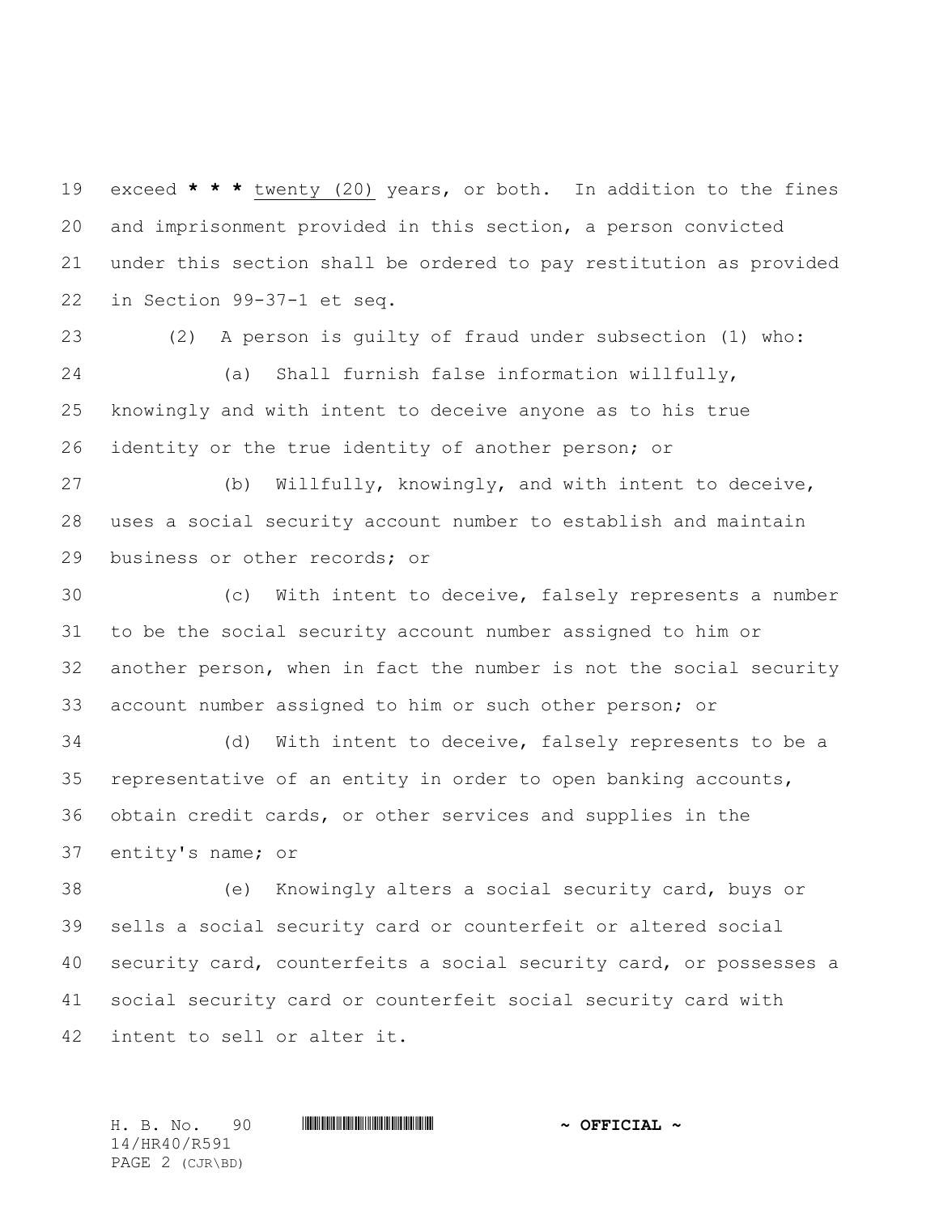exceed * * * twenty (20) years, or both. In addition to the fines and imprisonment provided in this section, a person convicted under this section shall be ordered to pay restitution as provided in Section 99-37-1 et seq.

(2) A person is guilty of fraud under subsection (1) who:

(a) Shall furnish false information willfully, knowingly and with intent to deceive anyone as to his true identity or the true identity of another person; or

(b) Willfully, knowingly, and with intent to deceive, uses a social security account number to establish and maintain business or other records; or

(c) With intent to deceive, falsely represents a number to be the social security account number assigned to him or another person, when in fact the number is not the social security account number assigned to him or such other person; or

(d) With intent to deceive, falsely represents to be a representative of an entity in order to open banking accounts, obtain credit cards, or other services and supplies in the entity's name; or

(e) Knowingly alters a social security card, buys or sells a social security card or counterfeit or altered social security card, counterfeits a social security card, or possesses a social security card or counterfeit social security card with intent to sell or alter it.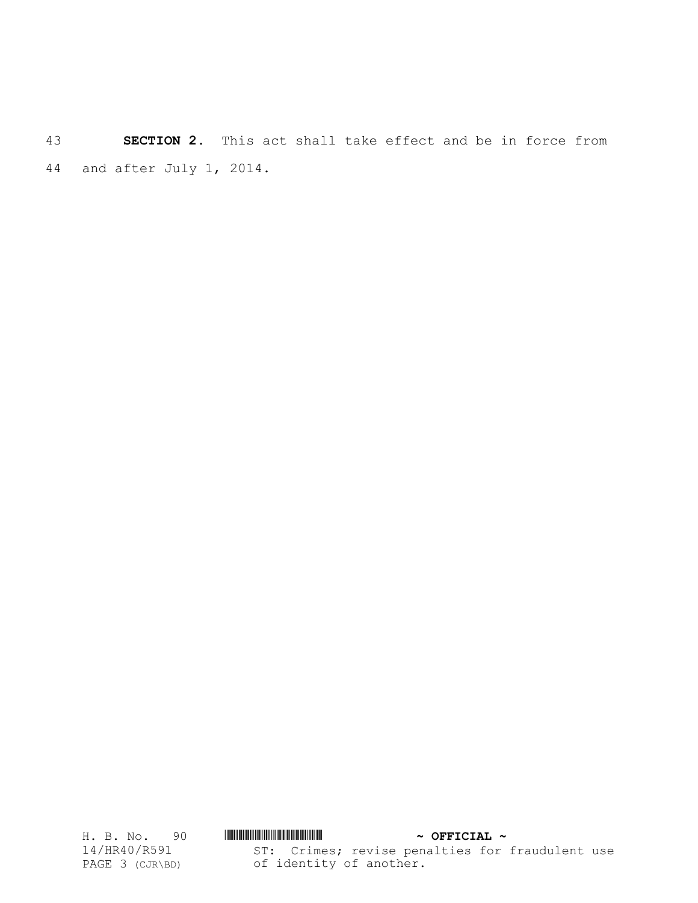**SECTION 2.** This act shall take effect and be in force from and after July 1, 2014.